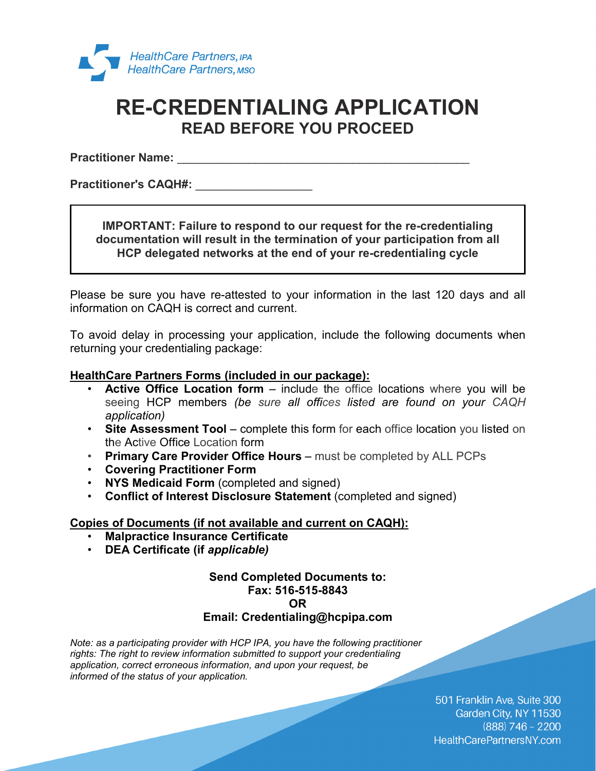HealthCare Partners, *IPA*
HealthCare Partners, *MSO*

# RE-CREDENTIALING APPLICATION
## READ BEFORE YOU PROCEED

**Practitioner Name:** ____________________________________________

**Practitioner's CAQH#:** _________________

> **IMPORTANT: Failure to respond to our request for the re-credentialing documentation will result in the termination of your participation from all HCP delegated networks at the end of your re-credentialing cycle**

Please be sure you have re-attested to your information in the last 120 days and all information on CAQH is correct and current.

To avoid delay in processing your application, include the following documents when returning your credentialing package:

**<u>HealthCare Partners Forms (included in our package):</u>**

- **Active Office Location form** – include the office locations where you will be seeing HCP members *(be sure all offices listed are found on your CAQH application)*
- **Site Assessment Tool** – complete this form for each office location you listed on the Active Office Location form
- **Primary Care Provider Office Hours** – must be completed by ALL PCPs
- **Covering Practitioner Form**
- **NYS Medicaid Form** (completed and signed)
- **Conflict of Interest Disclosure Statement** (completed and signed)

**<u>Copies of Documents (if not available and current on CAQH):</u>**

- **Malpractice Insurance Certificate**
- **DEA Certificate (if *applicable)***

**Send Completed Documents to:**
**Fax: 516-515-8843**
**OR**
**Email: Credentialing@hcpipa.com**

*Note: as a participating provider with HCP IPA, you have the following practitioner rights: The right to review information submitted to support your credentialing application, correct erroneous information, and upon your request, be informed of the status of your application.*

501 Franklin Ave, Suite 300
Garden City, NY 11530
(888) 746 - 2200
HealthCarePartnersNY.com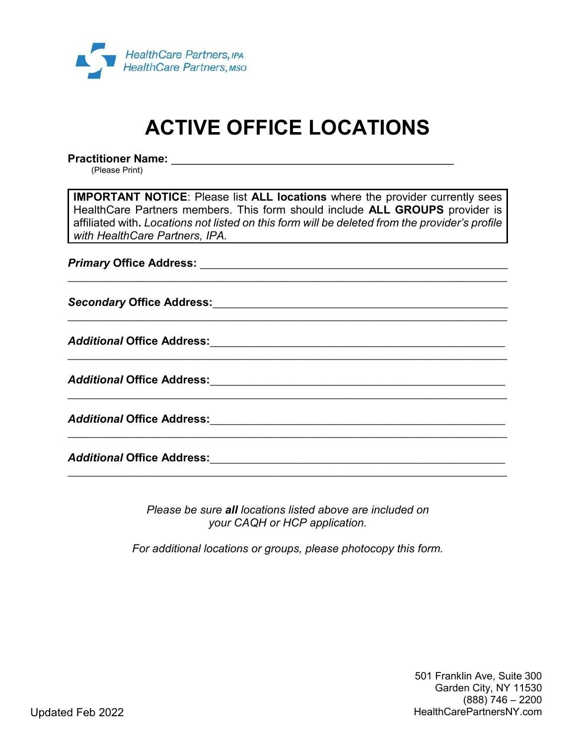HealthCare Partners, IPA
HealthCare Partners, MSO

# ACTIVE OFFICE LOCATIONS

**Practitioner Name:** _______________________________________________
(Please Print)

> **IMPORTANT NOTICE**: Please list **ALL locations** where the provider currently sees HealthCare Partners members. This form should include **ALL GROUPS** provider is affiliated with**.** *Locations not listed on this form will be deleted from the provider's profile with HealthCare Partners, IPA.*

***Primary*** **Office Address:** _______________________________________________
_______________________________________________________________________

***Secondary*** **Office Address:**_______________________________________________
_______________________________________________________________________

***Additional*** **Office Address:**_______________________________________________
_______________________________________________________________________

***Additional*** **Office Address:**_______________________________________________
_______________________________________________________________________

***Additional*** **Office Address:**_______________________________________________
_______________________________________________________________________

***Additional*** **Office Address:**_______________________________________________
_______________________________________________________________________

*Please be sure* ***all*** *locations listed above are included on your CAQH or HCP application.*

*For additional locations or groups, please photocopy this form.*

Updated Feb 2022

501 Franklin Ave, Suite 300
Garden City, NY 11530
(888) 746 – 2200
HealthCarePartnersNY.com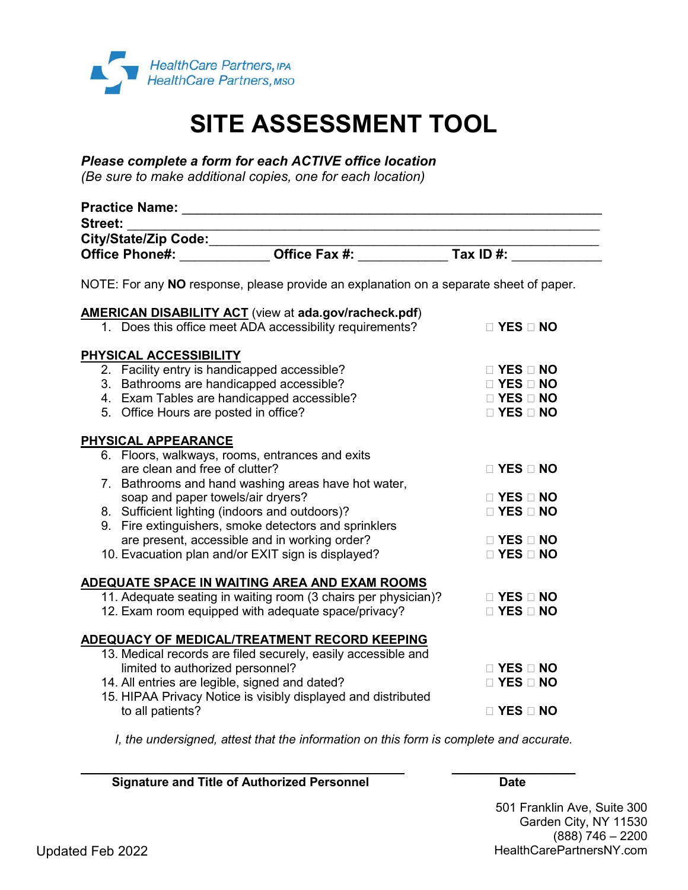HealthCare Partners, IPA
HealthCare Partners, MSO

# SITE ASSESSMENT TOOL

***Please complete a form for each ACTIVE office location***
*(Be sure to make additional copies, one for each location)*

**Practice Name:** ____________________________________________________________
**Street:** ______________________________________________________________________
**City/State/Zip Code:**__________________________________________________________
**Office Phone#:** ____________ **Office Fax #:** ____________ **Tax ID #:** ____________

NOTE: For any **NO** response, please provide an explanation on a separate sheet of paper.

**AMERICAN DISABILITY ACT** (view at **ada.gov/racheck.pdf**)

1. Does this office meet ADA accessibility requirements? ☐ **YES** ☐ **NO**

**PHYSICAL ACCESSIBILITY**

2. Facility entry is handicapped accessible? ☐ **YES** ☐ **NO**
3. Bathrooms are handicapped accessible? ☐ **YES** ☐ **NO**
4. Exam Tables are handicapped accessible? ☐ **YES** ☐ **NO**
5. Office Hours are posted in office? ☐ **YES** ☐ **NO**

**PHYSICAL APPEARANCE**

6. Floors, walkways, rooms, entrances and exits are clean and free of clutter? ☐ **YES** ☐ **NO**
7. Bathrooms and hand washing areas have hot water, soap and paper towels/air dryers? ☐ **YES** ☐ **NO**
8. Sufficient lighting (indoors and outdoors)? ☐ **YES** ☐ **NO**
9. Fire extinguishers, smoke detectors and sprinklers are present, accessible and in working order? ☐ **YES** ☐ **NO**
10. Evacuation plan and/or EXIT sign is displayed? ☐ **YES** ☐ **NO**

**ADEQUATE SPACE IN WAITING AREA AND EXAM ROOMS**

11. Adequate seating in waiting room (3 chairs per physician)? ☐ **YES** ☐ **NO**
12. Exam room equipped with adequate space/privacy? ☐ **YES** ☐ **NO**

**ADEQUACY OF MEDICAL/TREATMENT RECORD KEEPING**

13. Medical records are filed securely, easily accessible and limited to authorized personnel? ☐ **YES** ☐ **NO**
14. All entries are legible, signed and dated? ☐ **YES** ☐ **NO**
15. HIPAA Privacy Notice is visibly displayed and distributed to all patients? ☐ **YES** ☐ **NO**

*I, the undersigned, attest that the information on this form is complete and accurate.*

______________________________________ ____________________
**Signature and Title of Authorized Personnel** **Date**

501 Franklin Ave, Suite 300
Garden City, NY 11530
(888) 746 – 2200
HealthCarePartnersNY.com

Updated Feb 2022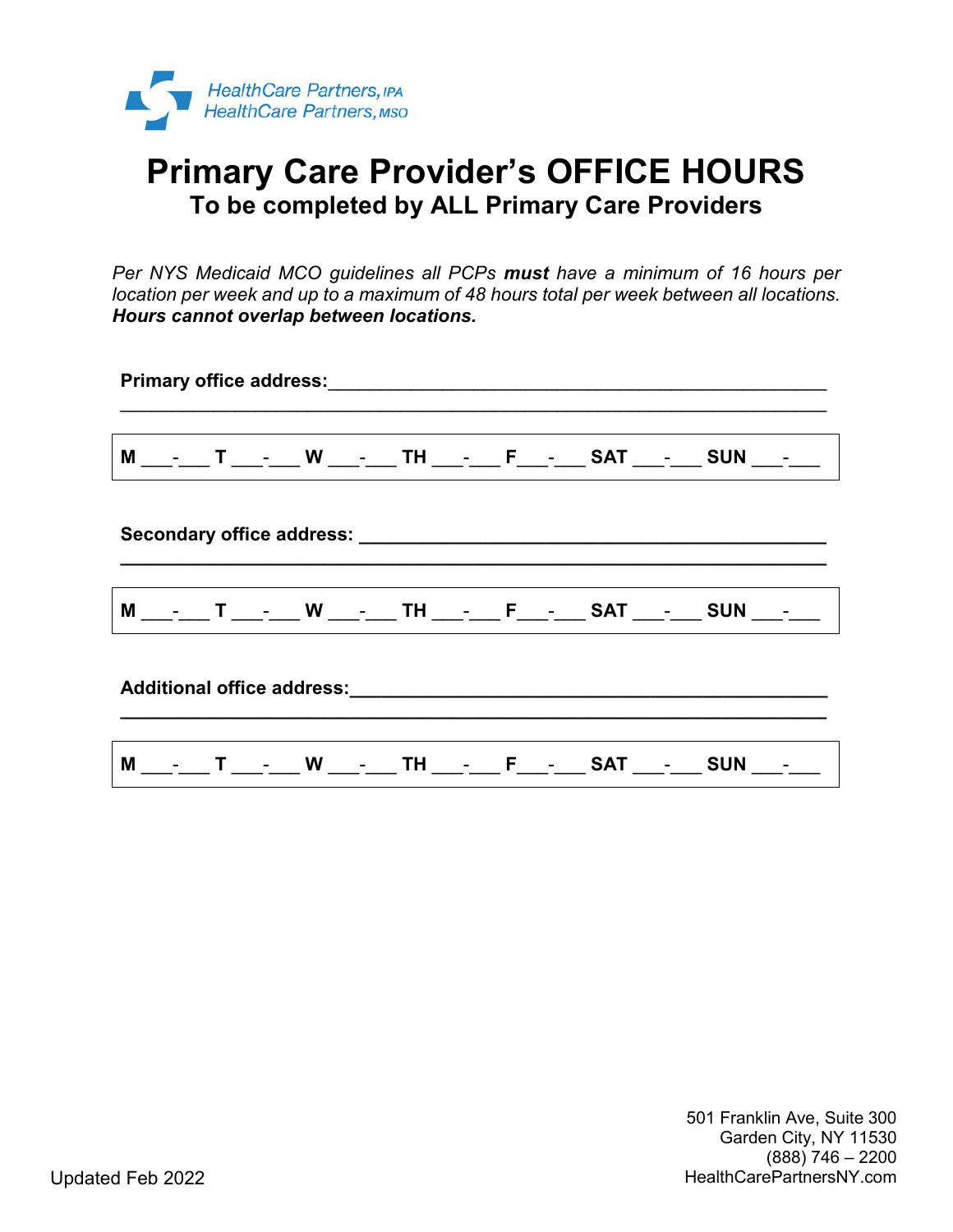HealthCare Partners, IPA
HealthCare Partners, MSO

# Primary Care Provider's OFFICE HOURS

## To be completed by ALL Primary Care Providers

*Per NYS Medicaid MCO guidelines all PCPs* ***must*** *have a minimum of 16 hours per location per week and up to a maximum of 48 hours total per week between all locations.* ***Hours cannot overlap between locations.***

**Primary office address:**\_\_\_\_\_\_\_\_\_\_\_\_\_\_\_\_\_\_\_\_\_\_\_\_\_\_\_\_\_\_\_\_\_\_\_\_\_\_\_\_\_\_\_\_\_\_\_\_\_\_\_\_\_\_\_\_\_\_\_\_\_\_\_\_\_\_\_\_\_\_\_\_\_\_\_\_\_\_\_\_\_\_\_\_\_\_\_\_\_\_\_\_\_\_\_\_\_\_

| **M** \_\_\_-\_\_\_ **T** \_\_\_-\_\_\_ **W** \_\_\_-\_\_\_ **TH** \_\_\_-\_\_\_ **F**\_\_\_-\_\_\_ **SAT** \_\_\_-\_\_\_ **SUN** \_\_\_-\_\_\_ |
|---|

**Secondary office address:** \_\_\_\_\_\_\_\_\_\_\_\_\_\_\_\_\_\_\_\_\_\_\_\_\_\_\_\_\_\_\_\_\_\_\_\_\_\_\_\_\_\_\_\_\_\_\_\_\_\_\_\_\_\_\_\_\_\_\_\_\_\_\_\_\_\_\_\_\_\_\_\_\_\_\_\_\_\_\_\_\_\_\_\_\_\_\_\_\_\_\_\_\_\_

| **M** \_\_\_-\_\_\_ **T** \_\_\_-\_\_\_ **W** \_\_\_-\_\_\_ **TH** \_\_\_-\_\_\_ **F**\_\_\_-\_\_\_ **SAT** \_\_\_-\_\_\_ **SUN** \_\_\_-\_\_\_ |
|---|

**Additional office address:**\_\_\_\_\_\_\_\_\_\_\_\_\_\_\_\_\_\_\_\_\_\_\_\_\_\_\_\_\_\_\_\_\_\_\_\_\_\_\_\_\_\_\_\_\_\_\_\_\_\_\_\_\_\_\_\_\_\_\_\_\_\_\_\_\_\_\_\_\_\_\_\_\_\_\_\_\_\_\_\_\_\_\_\_\_\_\_\_\_\_\_\_\_\_

| **M** \_\_\_-\_\_\_ **T** \_\_\_-\_\_\_ **W** \_\_\_-\_\_\_ **TH** \_\_\_-\_\_\_ **F**\_\_\_-\_\_\_ **SAT** \_\_\_-\_\_\_ **SUN** \_\_\_-\_\_\_ |
|---|

Updated Feb 2022

501 Franklin Ave, Suite 300
Garden City, NY 11530
(888) 746 – 2200
HealthCarePartnersNY.com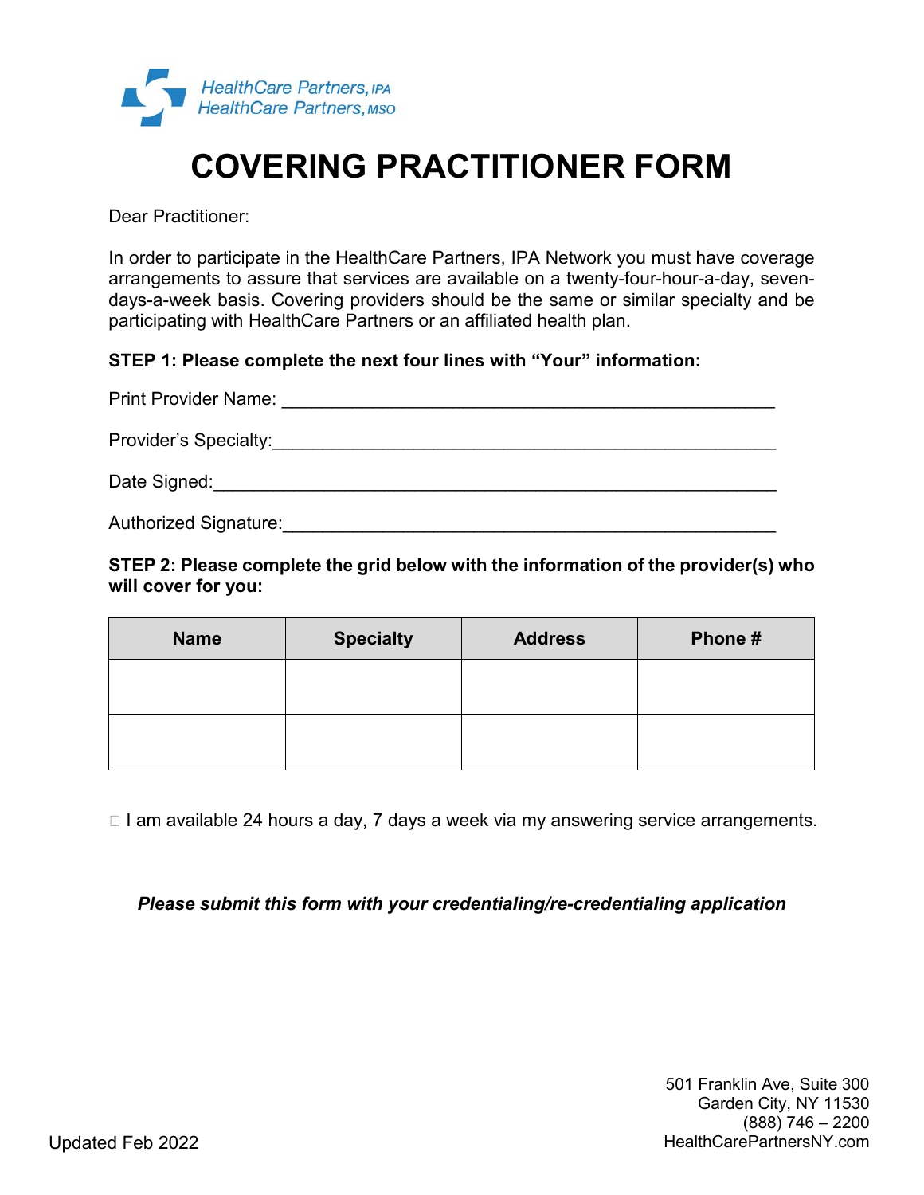HealthCare Partners, IPA
HealthCare Partners, MSO

# COVERING PRACTITIONER FORM

Dear Practitioner:

In order to participate in the HealthCare Partners, IPA Network you must have coverage arrangements to assure that services are available on a twenty-four-hour-a-day, seven-days-a-week basis. Covering providers should be the same or similar specialty and be participating with HealthCare Partners or an affiliated health plan.

**STEP 1: Please complete the next four lines with "Your" information:**

Print Provider Name: ___________________________________________________

Provider's Specialty:___________________________________________________

Date Signed:___________________________________________________________

Authorized Signature:__________________________________________________

**STEP 2: Please complete the grid below with the information of the provider(s) who will cover for you:**

| Name | Specialty | Address | Phone # |
|---|---|---|---|
| | | | |
| | | | |

☐ I am available 24 hours a day, 7 days a week via my answering service arrangements.

***Please submit this form with your credentialing/re-credentialing application***

501 Franklin Ave, Suite 300
Garden City, NY 11530
(888) 746 – 2200
HealthCarePartnersNY.com

Updated Feb 2022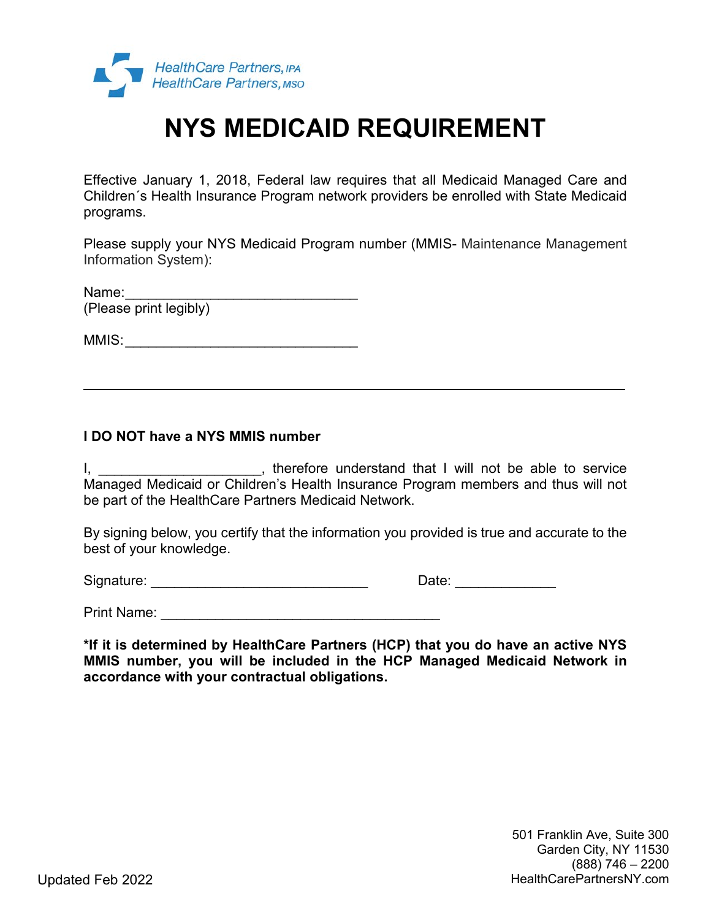HealthCare Partners, IPA
HealthCare Partners, MSO

# NYS MEDICAID REQUIREMENT

Effective January 1, 2018, Federal law requires that all Medicaid Managed Care and Children´s Health Insurance Program network providers be enrolled with State Medicaid programs.

Please supply your NYS Medicaid Program number (MMIS- Maintenance Management Information System):

Name:______________________________
(Please print legibly)

MMIS:______________________________

---

**I DO NOT have a NYS MMIS number**

I, _____________________, therefore understand that I will not be able to service Managed Medicaid or Children's Health Insurance Program members and thus will not be part of the HealthCare Partners Medicaid Network.

By signing below, you certify that the information you provided is true and accurate to the best of your knowledge.

Signature: ____________________________ Date: _____________

Print Name: ____________________________________

**\*If it is determined by HealthCare Partners (HCP) that you do have an active NYS MMIS number, you will be included in the HCP Managed Medicaid Network in accordance with your contractual obligations.**

Updated Feb 2022

501 Franklin Ave, Suite 300
Garden City, NY 11530
(888) 746 – 2200
HealthCarePartnersNY.com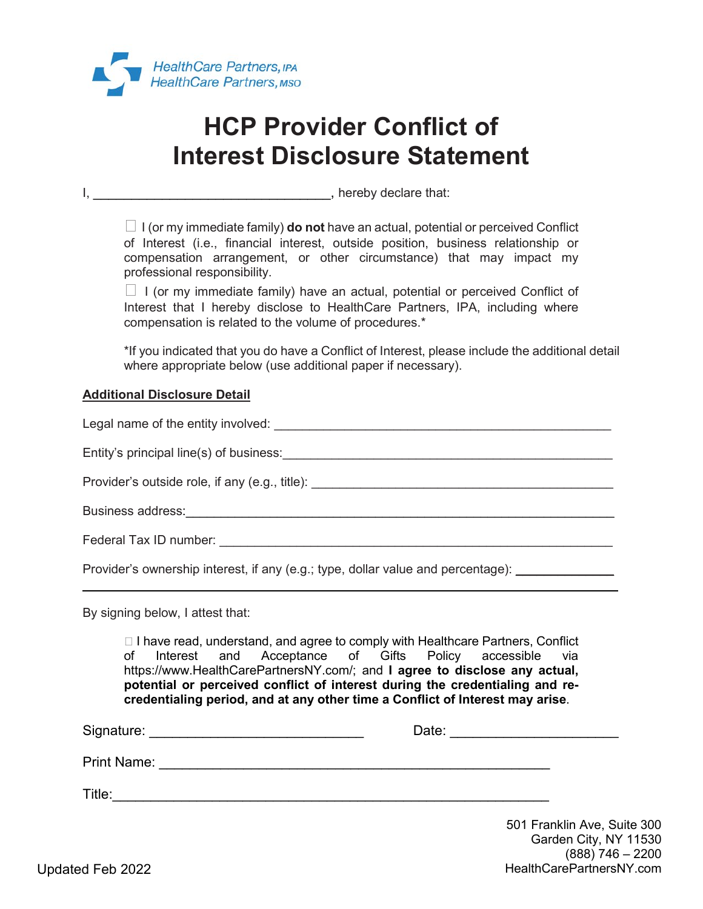HealthCare Partners, IPA
HealthCare Partners, MSO

# HCP Provider Conflict of Interest Disclosure Statement

I, _________________________________, hereby declare that:

☐ I (or my immediate family) **do not** have an actual, potential or perceived Conflict of Interest (i.e., financial interest, outside position, business relationship or compensation arrangement, or other circumstance) that may impact my professional responsibility.

☐ I (or my immediate family) have an actual, potential or perceived Conflict of Interest that I hereby disclose to HealthCare Partners, IPA, including where compensation is related to the volume of procedures.*

*If you indicated that you do have a Conflict of Interest, please include the additional detail where appropriate below (use additional paper if necessary).

**Additional Disclosure Detail**

Legal name of the entity involved: ______________________________________________

Entity's principal line(s) of business: ______________________________________________

Provider's outside role, if any (e.g., title): ________________________________________

Business address: ____________________________________________________________

Federal Tax ID number: _______________________________________________________

Provider's ownership interest, if any (e.g.; type, dollar value and percentage): _____________
______________________________________________________________________________

By signing below, I attest that:

☐ I have read, understand, and agree to comply with Healthcare Partners, Conflict of Interest and Acceptance of Gifts Policy accessible via https://www.HealthCarePartnersNY.com/; and **I agree to disclose any actual, potential or perceived conflict of interest during the credentialing and re-credentialing period, and at any other time a Conflict of Interest may arise**.

Signature: ____________________________ Date: _____________________

Print Name: __________________________________________________

Title: _______________________________________________________

Updated Feb 2022

501 Franklin Ave, Suite 300
Garden City, NY 11530
(888) 746 – 2200
HealthCarePartnersNY.com